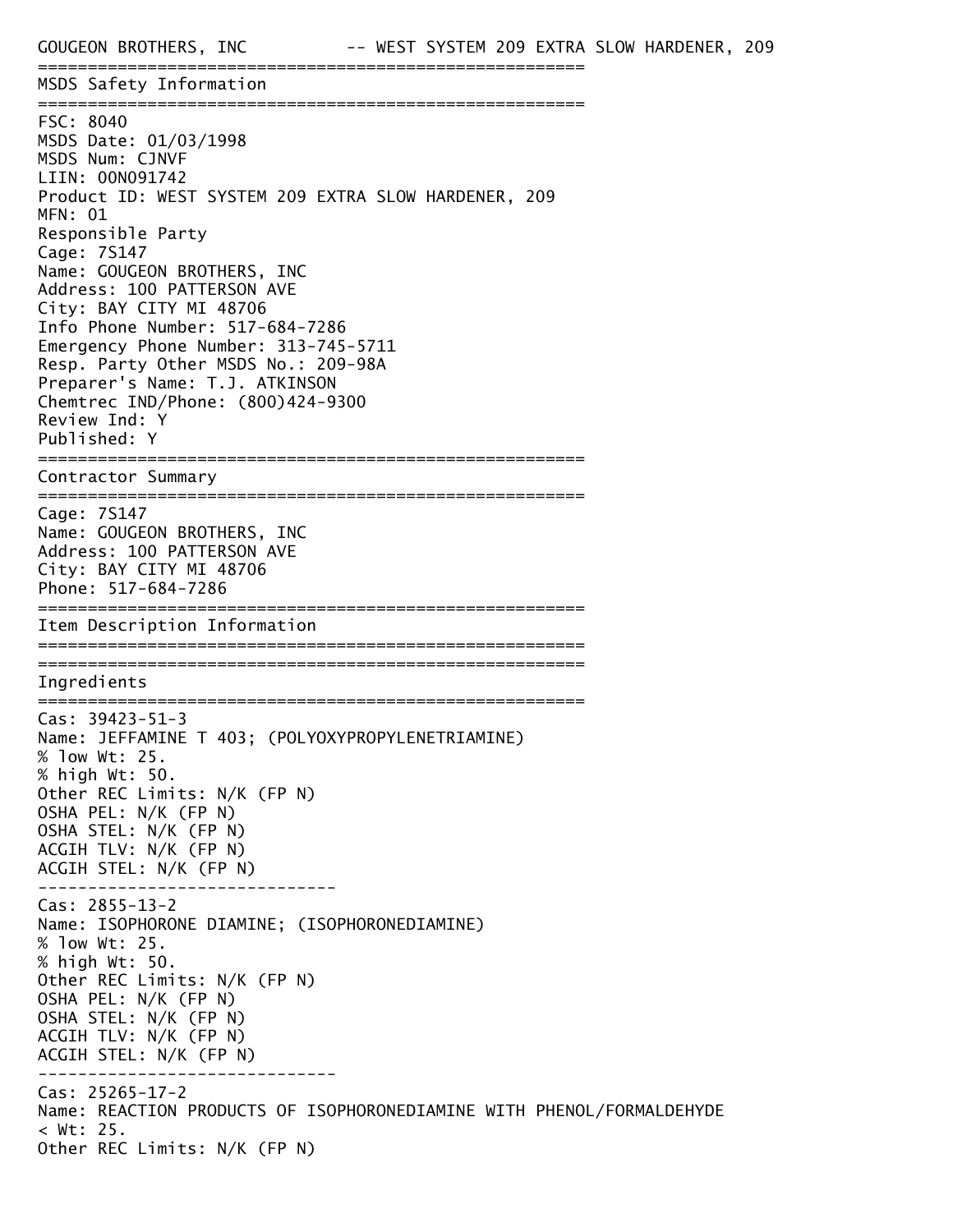GOUGEON BROTHERS, INC -- WEST SYSTEM 209 EXTRA SLOW HARDENER, 209

## MSDS Safety Information

FSC: 8040
MSDS Date: 01/03/1998
MSDS Num: CJNVF
LIIN: 00N091742
Product ID: WEST SYSTEM 209 EXTRA SLOW HARDENER, 209
MFN: 01
Responsible Party
Cage: 7S147
Name: GOUGEON BROTHERS, INC
Address: 100 PATTERSON AVE
City: BAY CITY MI 48706
Info Phone Number: 517-684-7286
Emergency Phone Number: 313-745-5711
Resp. Party Other MSDS No.: 209-98A
Preparer's Name: T.J. ATKINSON
Chemtrec IND/Phone: (800)424-9300
Review Ind: Y
Published: Y

## Contractor Summary

Cage: 7S147
Name: GOUGEON BROTHERS, INC
Address: 100 PATTERSON AVE
City: BAY CITY MI 48706
Phone: 517-684-7286

## Item Description Information

## Ingredients

Cas: 39423-51-3
Name: JEFFAMINE T 403; (POLYOXYPROPYLENETRIAMINE)
% low Wt: 25.
% high Wt: 50.
Other REC Limits: N/K (FP N)
OSHA PEL: N/K (FP N)
OSHA STEL: N/K (FP N)
ACGIH TLV: N/K (FP N)
ACGIH STEL: N/K (FP N)

---

Cas: 2855-13-2
Name: ISOPHORONE DIAMINE; (ISOPHORONEDIAMINE)
% low Wt: 25.
% high Wt: 50.
Other REC Limits: N/K (FP N)
OSHA PEL: N/K (FP N)
OSHA STEL: N/K (FP N)
ACGIH TLV: N/K (FP N)
ACGIH STEL: N/K (FP N)

---

Cas: 25265-17-2
Name: REACTION PRODUCTS OF ISOPHORONEDIAMINE WITH PHENOL/FORMALDEHYDE
< Wt: 25.
Other REC Limits: N/K (FP N)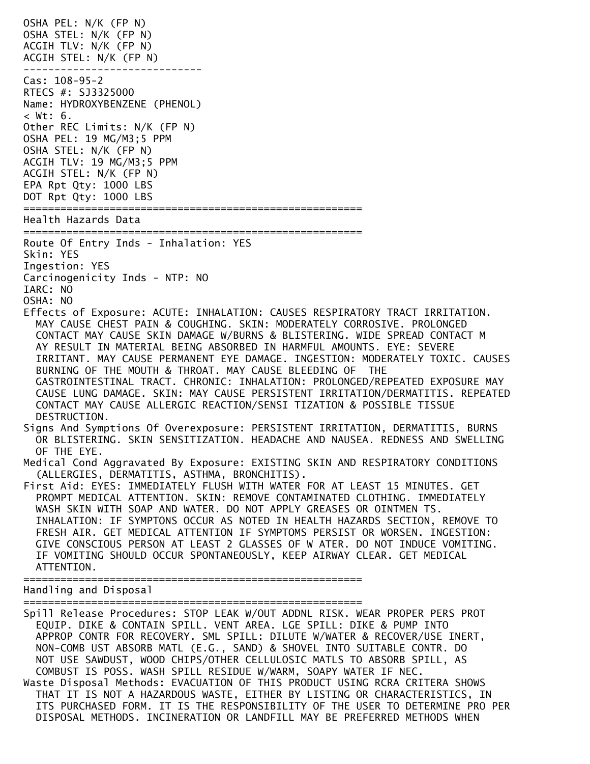OSHA PEL: N/K (FP N)
OSHA STEL: N/K (FP N)
ACGIH TLV: N/K (FP N)
ACGIH STEL: N/K (FP N)

----------------------------

Cas: 108-95-2
RTECS #: SJ3325000
Name: HYDROXYBENZENE (PHENOL)
< Wt: 6.
Other REC Limits: N/K (FP N)
OSHA PEL: 19 MG/M3;5 PPM
OSHA STEL: N/K (FP N)
ACGIH TLV: 19 MG/M3;5 PPM
ACGIH STEL: N/K (FP N)
EPA Rpt Qty: 1000 LBS
DOT Rpt Qty: 1000 LBS

## Health Hazards Data

Route Of Entry Inds - Inhalation: YES
Skin: YES
Ingestion: YES
Carcinogenicity Inds - NTP: NO
IARC: NO
OSHA: NO
Effects of Exposure: ACUTE: INHALATION: CAUSES RESPIRATORY TRACT IRRITATION. MAY CAUSE CHEST PAIN & COUGHING. SKIN: MODERATELY CORROSIVE. PROLONGED CONTACT MAY CAUSE SKIN DAMAGE W/BURNS & BLISTERING. WIDE SPREAD CONTACT M AY RESULT IN MATERIAL BEING ABSORBED IN HARMFUL AMOUNTS. EYE: SEVERE IRRITANT. MAY CAUSE PERMANENT EYE DAMAGE. INGESTION: MODERATELY TOXIC. CAUSES BURNING OF THE MOUTH & THROAT. MAY CAUSE BLEEDING OF THE GASTROINTESTINAL TRACT. CHRONIC: INHALATION: PROLONGED/REPEATED EXPOSURE MAY CAUSE LUNG DAMAGE. SKIN: MAY CAUSE PERSISTENT IRRITATION/DERMATITIS. REPEATED CONTACT MAY CAUSE ALLERGIC REACTION/SENSI TIZATION & POSSIBLE TISSUE DESTRUCTION.
Signs And Symptions Of Overexposure: PERSISTENT IRRITATION, DERMATITIS, BURNS OR BLISTERING. SKIN SENSITIZATION. HEADACHE AND NAUSEA. REDNESS AND SWELLING OF THE EYE.
Medical Cond Aggravated By Exposure: EXISTING SKIN AND RESPIRATORY CONDITIONS (ALLERGIES, DERMATITIS, ASTHMA, BRONCHITIS).
First Aid: EYES: IMMEDIATELY FLUSH WITH WATER FOR AT LEAST 15 MINUTES. GET PROMPT MEDICAL ATTENTION. SKIN: REMOVE CONTAMINATED CLOTHING. IMMEDIATELY WASH SKIN WITH SOAP AND WATER. DO NOT APPLY GREASES OR OINTMEN TS. INHALATION: IF SYMPTONS OCCUR AS NOTED IN HEALTH HAZARDS SECTION, REMOVE TO FRESH AIR. GET MEDICAL ATTENTION IF SYMPTOMS PERSIST OR WORSEN. INGESTION: GIVE CONSCIOUS PERSON AT LEAST 2 GLASSES OF W ATER. DO NOT INDUCE VOMITING. IF VOMITING SHOULD OCCUR SPONTANEOUSLY, KEEP AIRWAY CLEAR. GET MEDICAL ATTENTION.

## Handling and Disposal

Spill Release Procedures: STOP LEAK W/OUT ADDNL RISK. WEAR PROPER PERS PROT EQUIP. DIKE & CONTAIN SPILL. VENT AREA. LGE SPILL: DIKE & PUMP INTO APPROP CONTR FOR RECOVERY. SML SPILL: DILUTE W/WATER & RECOVER/USE INERT, NON-COMB UST ABSORB MATL (E.G., SAND) & SHOVEL INTO SUITABLE CONTR. DO NOT USE SAWDUST, WOOD CHIPS/OTHER CELLULOSIC MATLS TO ABSORB SPILL, AS COMBUST IS POSS. WASH SPILL RESIDUE W/WARM, SOAPY WATER IF NEC.
Waste Disposal Methods: EVACUATION OF THIS PRODUCT USING RCRA CRITERA SHOWS THAT IT IS NOT A HAZARDOUS WASTE, EITHER BY LISTING OR CHARACTERISTICS, IN ITS PURCHASED FORM. IT IS THE RESPONSIBILITY OF THE USER TO DETERMINE PRO PER DISPOSAL METHODS. INCINERATION OR LANDFILL MAY BE PREFERRED METHODS WHEN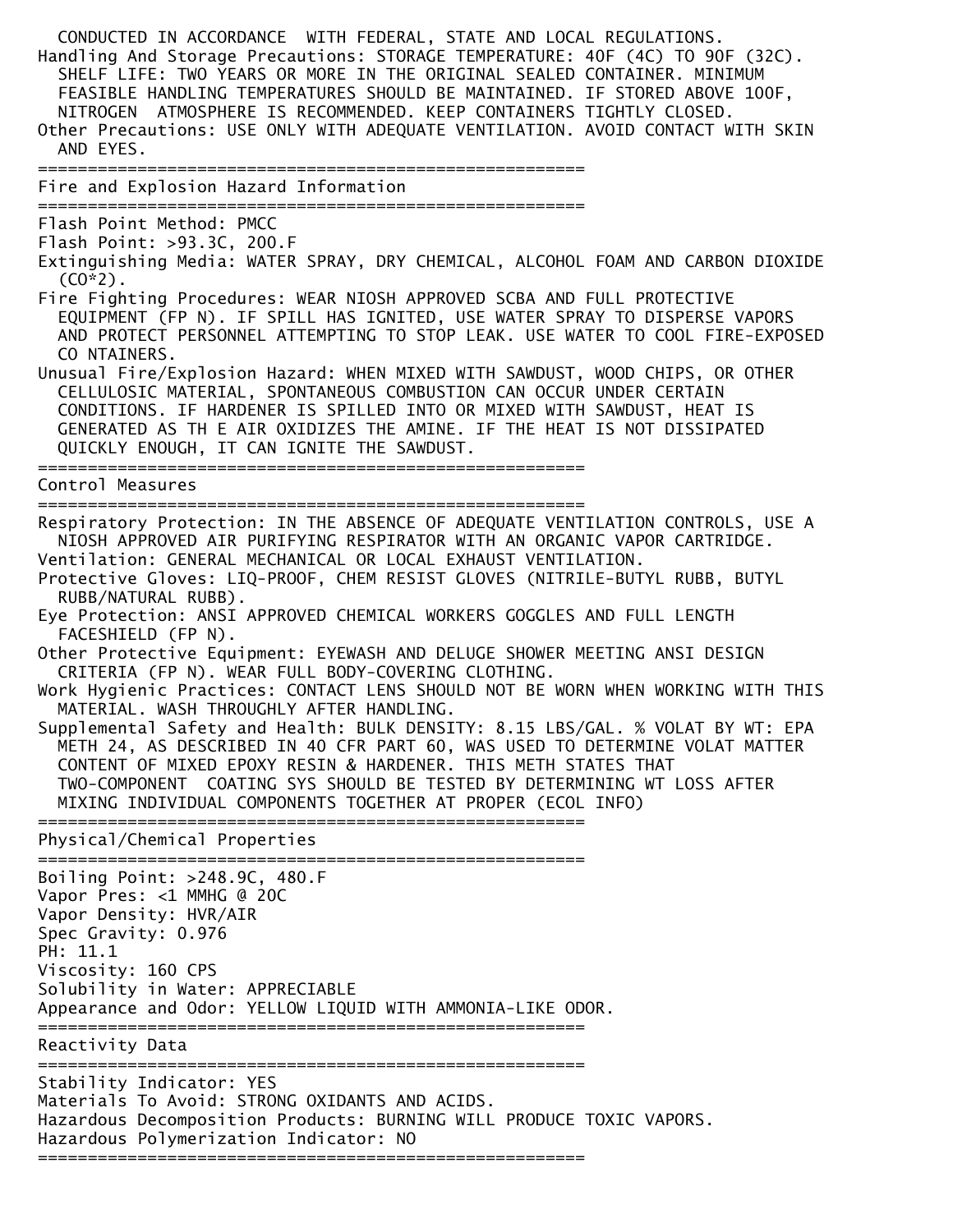CONDUCTED IN ACCORDANCE WITH FEDERAL, STATE AND LOCAL REGULATIONS.

Handling And Storage Precautions: STORAGE TEMPERATURE: 40F (4C) TO 90F (32C). SHELF LIFE: TWO YEARS OR MORE IN THE ORIGINAL SEALED CONTAINER. MINIMUM FEASIBLE HANDLING TEMPERATURES SHOULD BE MAINTAINED. IF STORED ABOVE 100F, NITROGEN ATMOSPHERE IS RECOMMENDED. KEEP CONTAINERS TIGHTLY CLOSED.

Other Precautions: USE ONLY WITH ADEQUATE VENTILATION. AVOID CONTACT WITH SKIN AND EYES.

## Fire and Explosion Hazard Information

Flash Point Method: PMCC

Flash Point: >93.3C, 200.F

Extinguishing Media: WATER SPRAY, DRY CHEMICAL, ALCOHOL FOAM AND CARBON DIOXIDE (CO*2).

Fire Fighting Procedures: WEAR NIOSH APPROVED SCBA AND FULL PROTECTIVE EQUIPMENT (FP N). IF SPILL HAS IGNITED, USE WATER SPRAY TO DISPERSE VAPORS AND PROTECT PERSONNEL ATTEMPTING TO STOP LEAK. USE WATER TO COOL FIRE-EXPOSED CO NTAINERS.

Unusual Fire/Explosion Hazard: WHEN MIXED WITH SAWDUST, WOOD CHIPS, OR OTHER CELLULOSIC MATERIAL, SPONTANEOUS COMBUSTION CAN OCCUR UNDER CERTAIN CONDITIONS. IF HARDENER IS SPILLED INTO OR MIXED WITH SAWDUST, HEAT IS GENERATED AS TH E AIR OXIDIZES THE AMINE. IF THE HEAT IS NOT DISSIPATED QUICKLY ENOUGH, IT CAN IGNITE THE SAWDUST.

## Control Measures

Respiratory Protection: IN THE ABSENCE OF ADEQUATE VENTILATION CONTROLS, USE A NIOSH APPROVED AIR PURIFYING RESPIRATOR WITH AN ORGANIC VAPOR CARTRIDGE.

Ventilation: GENERAL MECHANICAL OR LOCAL EXHAUST VENTILATION.

Protective Gloves: LIQ-PROOF, CHEM RESIST GLOVES (NITRILE-BUTYL RUBB, BUTYL RUBB/NATURAL RUBB).

Eye Protection: ANSI APPROVED CHEMICAL WORKERS GOGGLES AND FULL LENGTH FACESHIELD (FP N).

Other Protective Equipment: EYEWASH AND DELUGE SHOWER MEETING ANSI DESIGN CRITERIA (FP N). WEAR FULL BODY-COVERING CLOTHING.

Work Hygienic Practices: CONTACT LENS SHOULD NOT BE WORN WHEN WORKING WITH THIS MATERIAL. WASH THROUGHLY AFTER HANDLING.

Supplemental Safety and Health: BULK DENSITY: 8.15 LBS/GAL. % VOLAT BY WT: EPA METH 24, AS DESCRIBED IN 40 CFR PART 60, WAS USED TO DETERMINE VOLAT MATTER CONTENT OF MIXED EPOXY RESIN & HARDENER. THIS METH STATES THAT TWO-COMPONENT COATING SYS SHOULD BE TESTED BY DETERMINING WT LOSS AFTER MIXING INDIVIDUAL COMPONENTS TOGETHER AT PROPER (ECOL INFO)

## Physical/Chemical Properties

Boiling Point: >248.9C, 480.F

Vapor Pres: <1 MMHG @ 20C

Vapor Density: HVR/AIR

Spec Gravity: 0.976

PH: 11.1

Viscosity: 160 CPS

Solubility in Water: APPRECIABLE

Appearance and Odor: YELLOW LIQUID WITH AMMONIA-LIKE ODOR.

## Reactivity Data

Stability Indicator: YES

Materials To Avoid: STRONG OXIDANTS AND ACIDS.

Hazardous Decomposition Products: BURNING WILL PRODUCE TOXIC VAPORS.

Hazardous Polymerization Indicator: NO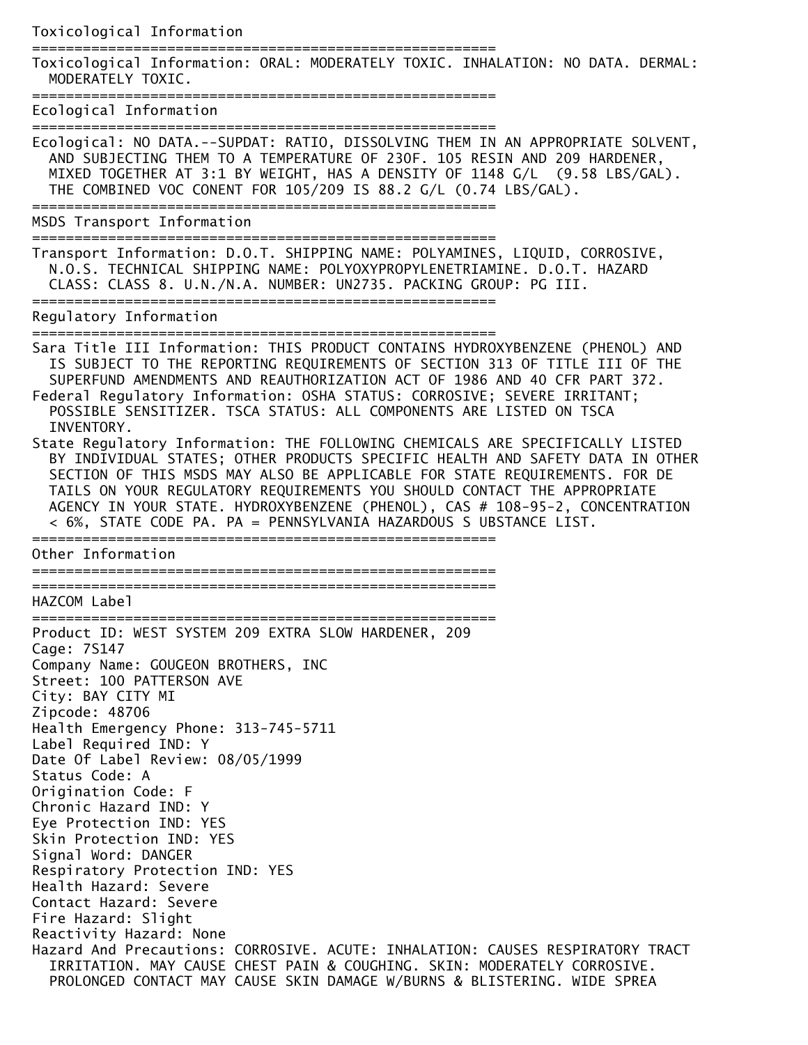## Toxicological Information

Toxicological Information: ORAL: MODERATELY TOXIC. INHALATION: NO DATA. DERMAL: MODERATELY TOXIC.

## Ecological Information

Ecological: NO DATA.--SUPDAT: RATIO, DISSOLVING THEM IN AN APPROPRIATE SOLVENT, AND SUBJECTING THEM TO A TEMPERATURE OF 230F. 105 RESIN AND 209 HARDENER, MIXED TOGETHER AT 3:1 BY WEIGHT, HAS A DENSITY OF 1148 G/L (9.58 LBS/GAL). THE COMBINED VOC CONENT FOR 105/209 IS 88.2 G/L (0.74 LBS/GAL).

## MSDS Transport Information

Transport Information: D.O.T. SHIPPING NAME: POLYAMINES, LIQUID, CORROSIVE, N.O.S. TECHNICAL SHIPPING NAME: POLYOXYPROPYLENETRIAMINE. D.O.T. HAZARD CLASS: CLASS 8. U.N./N.A. NUMBER: UN2735. PACKING GROUP: PG III.

## Regulatory Information

Sara Title III Information: THIS PRODUCT CONTAINS HYDROXYBENZENE (PHENOL) AND IS SUBJECT TO THE REPORTING REQUIREMENTS OF SECTION 313 OF TITLE III OF THE SUPERFUND AMENDMENTS AND REAUTHORIZATION ACT OF 1986 AND 40 CFR PART 372.

Federal Regulatory Information: OSHA STATUS: CORROSIVE; SEVERE IRRITANT; POSSIBLE SENSITIZER. TSCA STATUS: ALL COMPONENTS ARE LISTED ON TSCA INVENTORY.

State Regulatory Information: THE FOLLOWING CHEMICALS ARE SPECIFICALLY LISTED BY INDIVIDUAL STATES; OTHER PRODUCTS SPECIFIC HEALTH AND SAFETY DATA IN OTHER SECTION OF THIS MSDS MAY ALSO BE APPLICABLE FOR STATE REQUIREMENTS. FOR DE TAILS ON YOUR REGULATORY REQUIREMENTS YOU SHOULD CONTACT THE APPROPRIATE AGENCY IN YOUR STATE. HYDROXYBENZENE (PHENOL), CAS # 108-95-2, CONCENTRATION < 6%, STATE CODE PA. PA = PENNSYLVANIA HAZARDOUS S UBSTANCE LIST.

## Other Information

## HAZCOM Label

Product ID: WEST SYSTEM 209 EXTRA SLOW HARDENER, 209
Cage: 7S147
Company Name: GOUGEON BROTHERS, INC
Street: 100 PATTERSON AVE
City: BAY CITY MI
Zipcode: 48706
Health Emergency Phone: 313-745-5711
Label Required IND: Y
Date Of Label Review: 08/05/1999
Status Code: A
Origination Code: F
Chronic Hazard IND: Y
Eye Protection IND: YES
Skin Protection IND: YES
Signal Word: DANGER
Respiratory Protection IND: YES
Health Hazard: Severe
Contact Hazard: Severe
Fire Hazard: Slight
Reactivity Hazard: None
Hazard And Precautions: CORROSIVE. ACUTE: INHALATION: CAUSES RESPIRATORY TRACT IRRITATION. MAY CAUSE CHEST PAIN & COUGHING. SKIN: MODERATELY CORROSIVE. PROLONGED CONTACT MAY CAUSE SKIN DAMAGE W/BURNS & BLISTERING. WIDE SPREA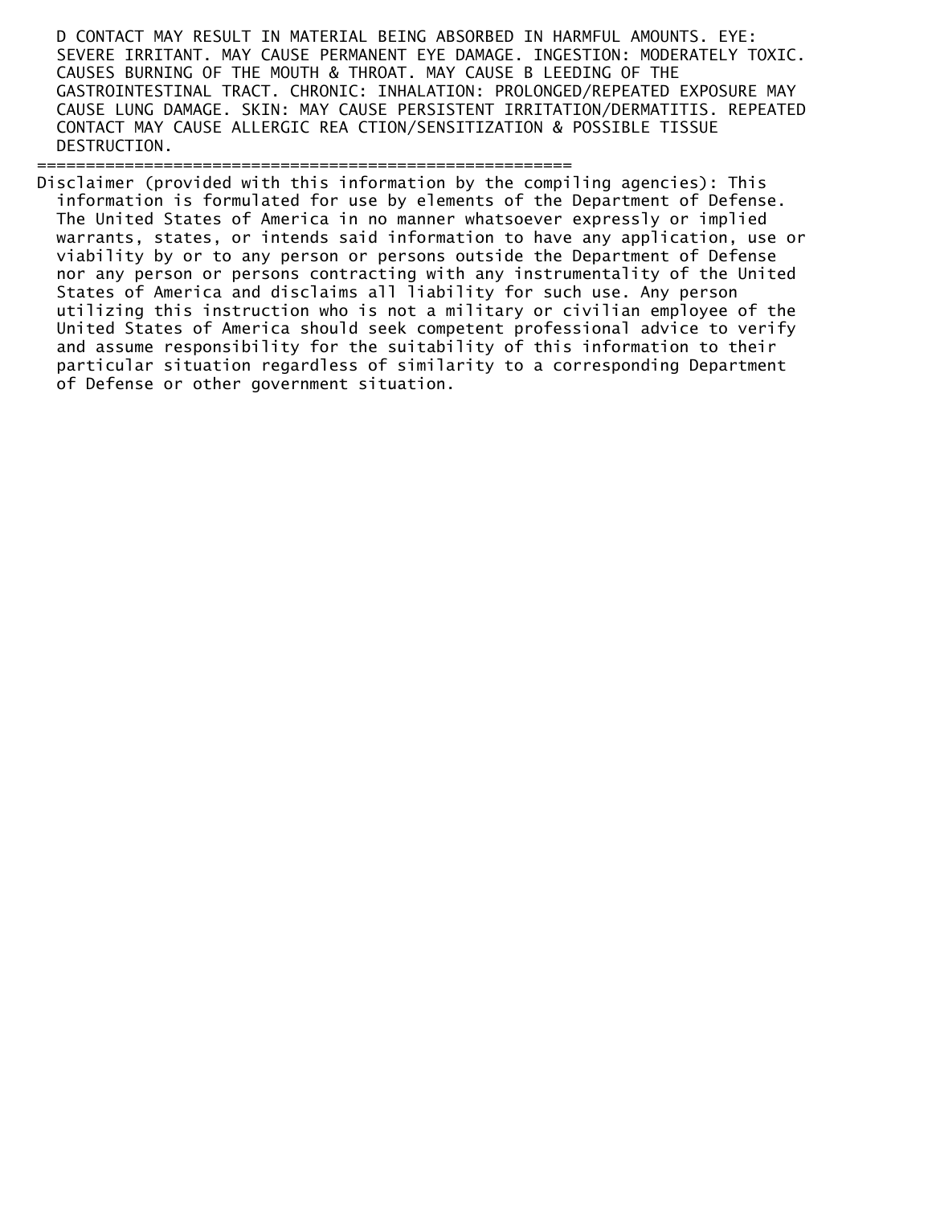D CONTACT MAY RESULT IN MATERIAL BEING ABSORBED IN HARMFUL AMOUNTS. EYE: SEVERE IRRITANT. MAY CAUSE PERMANENT EYE DAMAGE. INGESTION: MODERATELY TOXIC. CAUSES BURNING OF THE MOUTH & THROAT. MAY CAUSE B LEEDING OF THE GASTROINTESTINAL TRACT. CHRONIC: INHALATION: PROLONGED/REPEATED EXPOSURE MAY CAUSE LUNG DAMAGE. SKIN: MAY CAUSE PERSISTENT IRRITATION/DERMATITIS. REPEATED CONTACT MAY CAUSE ALLERGIC REA CTION/SENSITIZATION & POSSIBLE TISSUE DESTRUCTION.

=======================================================

Disclaimer (provided with this information by the compiling agencies): This information is formulated for use by elements of the Department of Defense. The United States of America in no manner whatsoever expressly or implied warrants, states, or intends said information to have any application, use or viability by or to any person or persons outside the Department of Defense nor any person or persons contracting with any instrumentality of the United States of America and disclaims all liability for such use. Any person utilizing this instruction who is not a military or civilian employee of the United States of America should seek competent professional advice to verify and assume responsibility for the suitability of this information to their particular situation regardless of similarity to a corresponding Department of Defense or other government situation.